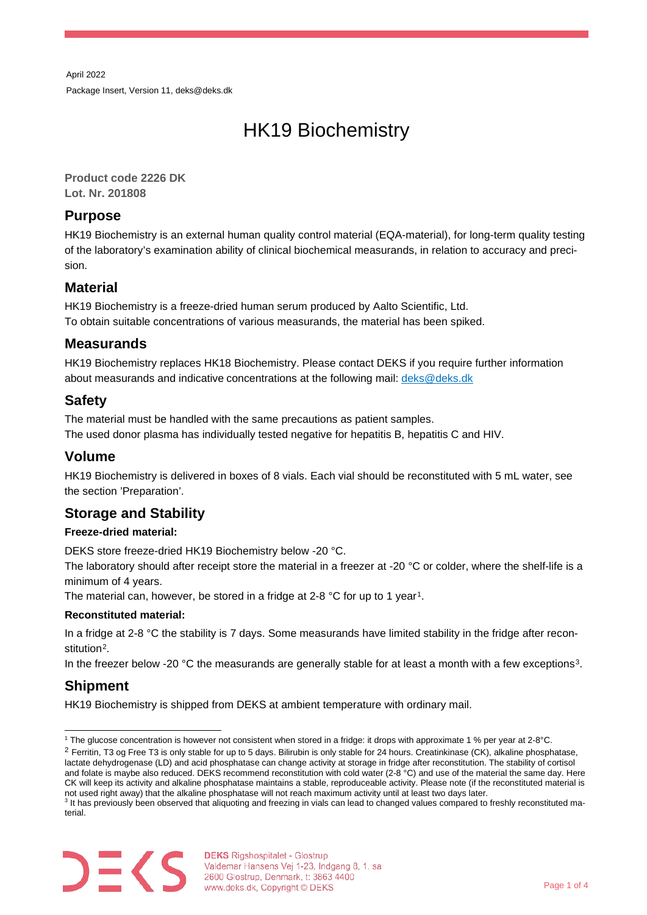April 2022
Package Insert, Version 11, deks@deks.dk

# HK19 Biochemistry

**Product code 2226 DK**
**Lot. Nr. 201808**

## Purpose

HK19 Biochemistry is an external human quality control material (EQA-material), for long-term quality testing of the laboratory's examination ability of clinical biochemical measurands, in relation to accuracy and precision.

## Material

HK19 Biochemistry is a freeze-dried human serum produced by Aalto Scientific, Ltd.
To obtain suitable concentrations of various measurands, the material has been spiked.

## Measurands

HK19 Biochemistry replaces HK18 Biochemistry. Please contact DEKS if you require further information about measurands and indicative concentrations at the following mail: deks@deks.dk

## Safety

The material must be handled with the same precautions as patient samples.
The used donor plasma has individually tested negative for hepatitis B, hepatitis C and HIV.

## Volume

HK19 Biochemistry is delivered in boxes of 8 vials. Each vial should be reconstituted with 5 mL water, see the section 'Preparation'.

## Storage and Stability

### Freeze-dried material:

DEKS store freeze-dried HK19 Biochemistry below -20 °C.
The laboratory should after receipt store the material in a freezer at -20 °C or colder, where the shelf-life is a minimum of 4 years.
The material can, however, be stored in a fridge at 2-8 °C for up to 1 year[1].

### Reconstituted material:

In a fridge at 2-8 °C the stability is 7 days. Some measurands have limited stability in the fridge after reconstitution[2].
In the freezer below -20 °C the measurands are generally stable for at least a month with a few exceptions[3].

## Shipment

HK19 Biochemistry is shipped from DEKS at ambient temperature with ordinary mail.

---

[1] The glucose concentration is however not consistent when stored in a fridge: it drops with approximate 1 % per year at 2-8°C.

[2] Ferritin, T3 og Free T3 is only stable for up to 5 days. Bilirubin is only stable for 24 hours. Creatinkinase (CK), alkaline phosphatase, lactate dehydrogenase (LD) and acid phosphatase can change activity at storage in fridge after reconstitution. The stability of cortisol and folate is maybe also reduced. DEKS recommend reconstitution with cold water (2-8 °C) and use of the material the same day. Here CK will keep its activity and alkaline phosphatase maintains a stable, reproduceable activity. Please note (if the reconstituted material is not used right away) that the alkaline phosphatase will not reach maximum activity until at least two days later.

[3] It has previously been observed that aliquoting and freezing in vials can lead to changed values compared to freshly reconstituted material.

DEKS Rigshospitalet - Glostrup
Valdemar Hansens Vej 1-23, Indgang 8, 1. sa
2600 Glostrup, Denmark, t: 3863 4400
www.deks.dk, Copyright © DEKS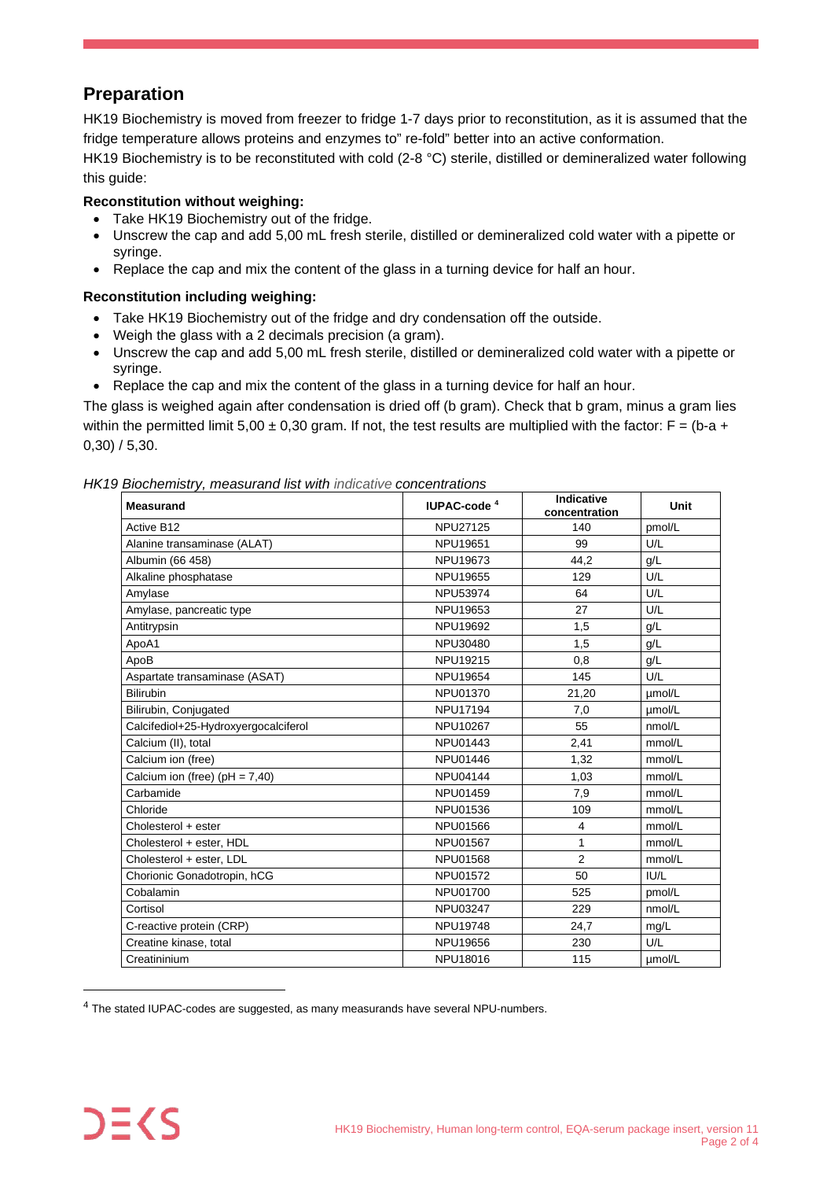## Preparation

HK19 Biochemistry is moved from freezer to fridge 1-7 days prior to reconstitution, as it is assumed that the fridge temperature allows proteins and enzymes to" re-fold" better into an active conformation.

HK19 Biochemistry is to be reconstituted with cold (2-8 °C) sterile, distilled or demineralized water following this guide:

**Reconstitution without weighing:**

- Take HK19 Biochemistry out of the fridge.
- Unscrew the cap and add 5,00 mL fresh sterile, distilled or demineralized cold water with a pipette or syringe.
- Replace the cap and mix the content of the glass in a turning device for half an hour.

**Reconstitution including weighing:**

- Take HK19 Biochemistry out of the fridge and dry condensation off the outside.
- Weigh the glass with a 2 decimals precision (a gram).
- Unscrew the cap and add 5,00 mL fresh sterile, distilled or demineralized cold water with a pipette or syringe.
- Replace the cap and mix the content of the glass in a turning device for half an hour.

The glass is weighed again after condensation is dried off (b gram). Check that b gram, minus a gram lies within the permitted limit 5,00 ± 0,30 gram. If not, the test results are multiplied with the factor: F = (b-a + 0,30) / 5,30.

*HK19 Biochemistry, measurand list with indicative concentrations*

| Measurand | IUPAC-code [4] | Indicative concentration | Unit |
|---|---|---|---|
| Active B12 | NPU27125 | 140 | pmol/L |
| Alanine transaminase (ALAT) | NPU19651 | 99 | U/L |
| Albumin (66 458) | NPU19673 | 44,2 | g/L |
| Alkaline phosphatase | NPU19655 | 129 | U/L |
| Amylase | NPU53974 | 64 | U/L |
| Amylase, pancreatic type | NPU19653 | 27 | U/L |
| Antitrypsin | NPU19692 | 1,5 | g/L |
| ApoA1 | NPU30480 | 1,5 | g/L |
| ApoB | NPU19215 | 0,8 | g/L |
| Aspartate transaminase (ASAT) | NPU19654 | 145 | U/L |
| Bilirubin | NPU01370 | 21,20 | µmol/L |
| Bilirubin, Conjugated | NPU17194 | 7,0 | µmol/L |
| Calcifediol+25-Hydroxyergocalciferol | NPU10267 | 55 | nmol/L |
| Calcium (II), total | NPU01443 | 2,41 | mmol/L |
| Calcium ion (free) | NPU01446 | 1,32 | mmol/L |
| Calcium ion (free) (pH = 7,40) | NPU04144 | 1,03 | mmol/L |
| Carbamide | NPU01459 | 7,9 | mmol/L |
| Chloride | NPU01536 | 109 | mmol/L |
| Cholesterol + ester | NPU01566 | 4 | mmol/L |
| Cholesterol + ester, HDL | NPU01567 | 1 | mmol/L |
| Cholesterol + ester, LDL | NPU01568 | 2 | mmol/L |
| Chorionic Gonadotropin, hCG | NPU01572 | 50 | IU/L |
| Cobalamin | NPU01700 | 525 | pmol/L |
| Cortisol | NPU03247 | 229 | nmol/L |
| C-reactive protein (CRP) | NPU19748 | 24,7 | mg/L |
| Creatine kinase, total | NPU19656 | 230 | U/L |
| Creatininium | NPU18016 | 115 | µmol/L |

[4] The stated IUPAC-codes are suggested, as many measurands have several NPU-numbers.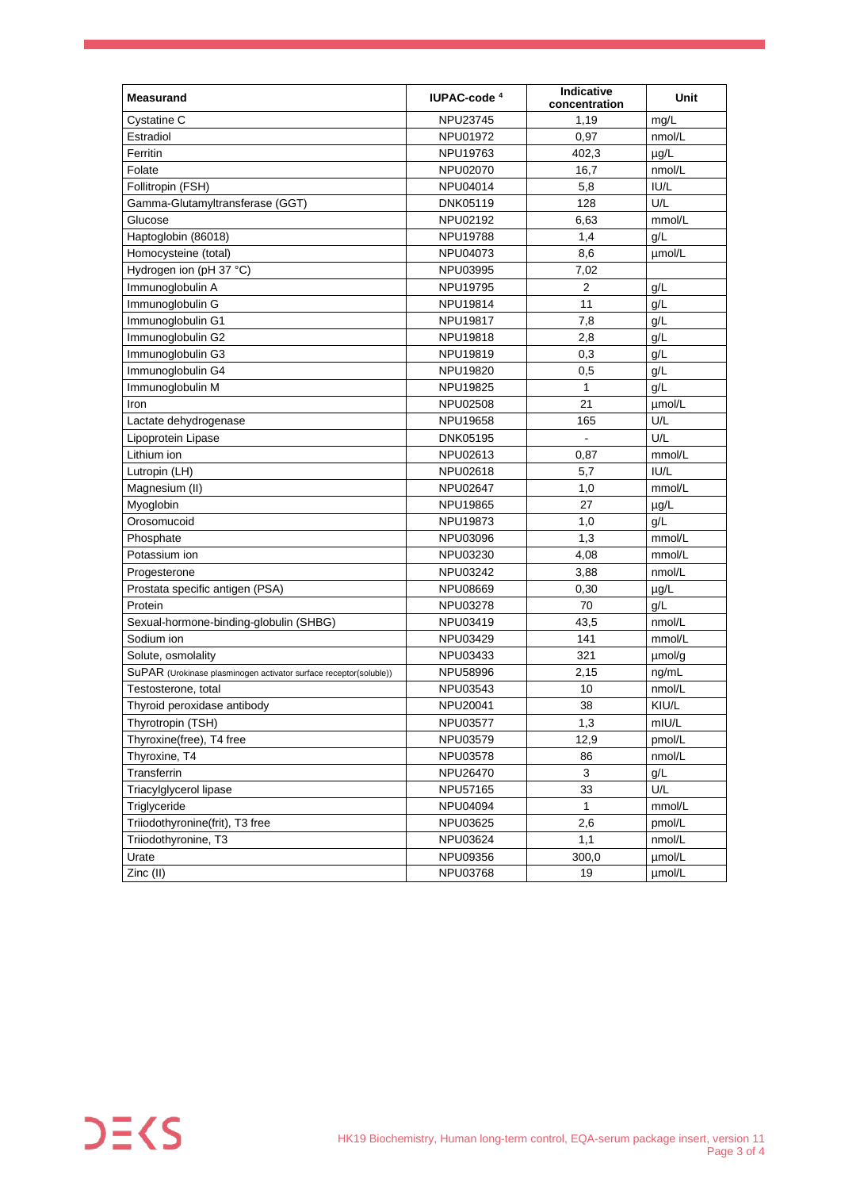| Measurand | IUPAC-code [4] | Indicative concentration | Unit |
|---|---|---|---|
| Cystatine C | NPU23745 | 1,19 | mg/L |
| Estradiol | NPU01972 | 0,97 | nmol/L |
| Ferritin | NPU19763 | 402,3 | µg/L |
| Folate | NPU02070 | 16,7 | nmol/L |
| Follitropin (FSH) | NPU04014 | 5,8 | IU/L |
| Gamma-Glutamyltransferase (GGT) | DNK05119 | 128 | U/L |
| Glucose | NPU02192 | 6,63 | mmol/L |
| Haptoglobin (86018) | NPU19788 | 1,4 | g/L |
| Homocysteine (total) | NPU04073 | 8,6 | µmol/L |
| Hydrogen ion (pH 37 °C) | NPU03995 | 7,02 | |
| Immunoglobulin A | NPU19795 | 2 | g/L |
| Immunoglobulin G | NPU19814 | 11 | g/L |
| Immunoglobulin G1 | NPU19817 | 7,8 | g/L |
| Immunoglobulin G2 | NPU19818 | 2,8 | g/L |
| Immunoglobulin G3 | NPU19819 | 0,3 | g/L |
| Immunoglobulin G4 | NPU19820 | 0,5 | g/L |
| Immunoglobulin M | NPU19825 | 1 | g/L |
| Iron | NPU02508 | 21 | µmol/L |
| Lactate dehydrogenase | NPU19658 | 165 | U/L |
| Lipoprotein Lipase | DNK05195 | - | U/L |
| Lithium ion | NPU02613 | 0,87 | mmol/L |
| Lutropin (LH) | NPU02618 | 5,7 | IU/L |
| Magnesium (II) | NPU02647 | 1,0 | mmol/L |
| Myoglobin | NPU19865 | 27 | µg/L |
| Orosomucoid | NPU19873 | 1,0 | g/L |
| Phosphate | NPU03096 | 1,3 | mmol/L |
| Potassium ion | NPU03230 | 4,08 | mmol/L |
| Progesterone | NPU03242 | 3,88 | nmol/L |
| Prostata specific antigen (PSA) | NPU08669 | 0,30 | µg/L |
| Protein | NPU03278 | 70 | g/L |
| Sexual-hormone-binding-globulin (SHBG) | NPU03419 | 43,5 | nmol/L |
| Sodium ion | NPU03429 | 141 | mmol/L |
| Solute, osmolality | NPU03433 | 321 | µmol/g |
| SuPAR (Urokinase plasminogen activator surface receptor(soluble)) | NPU58996 | 2,15 | ng/mL |
| Testosterone, total | NPU03543 | 10 | nmol/L |
| Thyroid peroxidase antibody | NPU20041 | 38 | KIU/L |
| Thyrotropin (TSH) | NPU03577 | 1,3 | mIU/L |
| Thyroxine(free), T4 free | NPU03579 | 12,9 | pmol/L |
| Thyroxine, T4 | NPU03578 | 86 | nmol/L |
| Transferrin | NPU26470 | 3 | g/L |
| Triacylglycerol lipase | NPU57165 | 33 | U/L |
| Triglyceride | NPU04094 | 1 | mmol/L |
| Triiodothyronine(frit), T3 free | NPU03625 | 2,6 | pmol/L |
| Triiodothyronine, T3 | NPU03624 | 1,1 | nmol/L |
| Urate | NPU09356 | 300,0 | µmol/L |
| Zinc (II) | NPU03768 | 19 | µmol/L |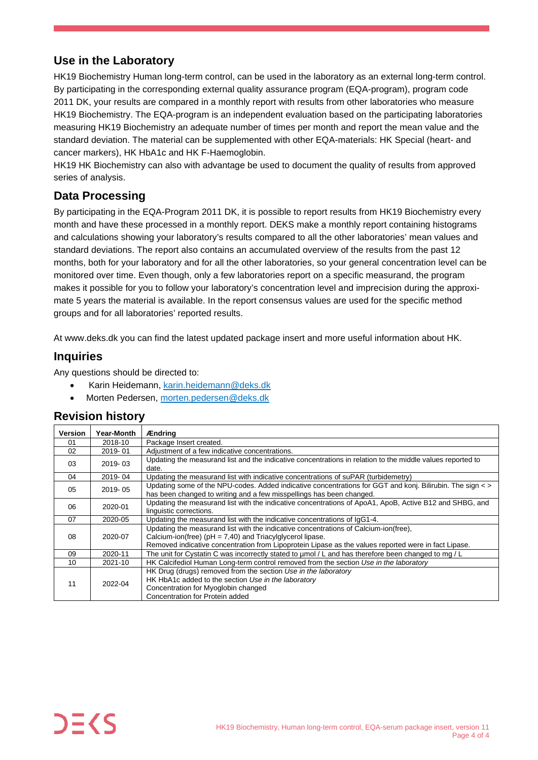## Use in the Laboratory

HK19 Biochemistry Human long-term control, can be used in the laboratory as an external long-term control. By participating in the corresponding external quality assurance program (EQA-program), program code 2011 DK, your results are compared in a monthly report with results from other laboratories who measure HK19 Biochemistry. The EQA-program is an independent evaluation based on the participating laboratories measuring HK19 Biochemistry an adequate number of times per month and report the mean value and the standard deviation. The material can be supplemented with other EQA-materials: HK Special (heart- and cancer markers), HK HbA1c and HK F-Haemoglobin.

HK19 HK Biochemistry can also with advantage be used to document the quality of results from approved series of analysis.

## Data Processing

By participating in the EQA-Program 2011 DK, it is possible to report results from HK19 Biochemistry every month and have these processed in a monthly report. DEKS make a monthly report containing histograms and calculations showing your laboratory's results compared to all the other laboratories' mean values and standard deviations. The report also contains an accumulated overview of the results from the past 12 months, both for your laboratory and for all the other laboratories, so your general concentration level can be monitored over time. Even though, only a few laboratories report on a specific measurand, the program makes it possible for you to follow your laboratory's concentration level and imprecision during the approximate 5 years the material is available. In the report consensus values are used for the specific method groups and for all laboratories' reported results.

At www.deks.dk you can find the latest updated package insert and more useful information about HK.

## Inquiries

Any questions should be directed to:

- Karin Heidemann, karin.heidemann@deks.dk
- Morten Pedersen, morten.pedersen@deks.dk

## Revision history

| Version | Year-Month | Ændring |
|---|---|---|
| 01 | 2018-10 | Package Insert created. |
| 02 | 2019- 01 | Adjustment of a few indicative concentrations. |
| 03 | 2019- 03 | Updating the measurand list and the indicative concentrations in relation to the middle values reported to date. |
| 04 | 2019- 04 | Updating the measurand list with indicative concentrations of suPAR (turbidemetry) |
| 05 | 2019- 05 | Updating some of the NPU-codes. Added indicative concentrations for GGT and konj. Bilirubin. The sign < > has been changed to writing and a few misspellings has been changed. |
| 06 | 2020-01 | Updating the measurand list with the indicative concentrations of ApoA1, ApoB, Active B12 and SHBG, and linguistic corrections. |
| 07 | 2020-05 | Updating the measurand list with the indicative concentrations of IgG1-4. |
| 08 | 2020-07 | Updating the measurand list with the indicative concentrations of Calcium-ion(free), Calcium-ion(free) (pH = 7,40) and Triacylglycerol lipase. Removed indicative concentration from Lipoprotein Lipase as the values reported were in fact Lipase. |
| 09 | 2020-11 | The unit for Cystatin C was incorrectly stated to µmol / L and has therefore been changed to mg / L |
| 10 | 2021-10 | HK Calcifediol Human Long-term control removed from the section *Use in the laboratory* |
| 11 | 2022-04 | HK Drug (drugs) removed from the section *Use in the laboratory*<br>HK HbA1c added to the section *Use in the laboratory*<br>Concentration for Myoglobin changed<br>Concentration for Protein added |